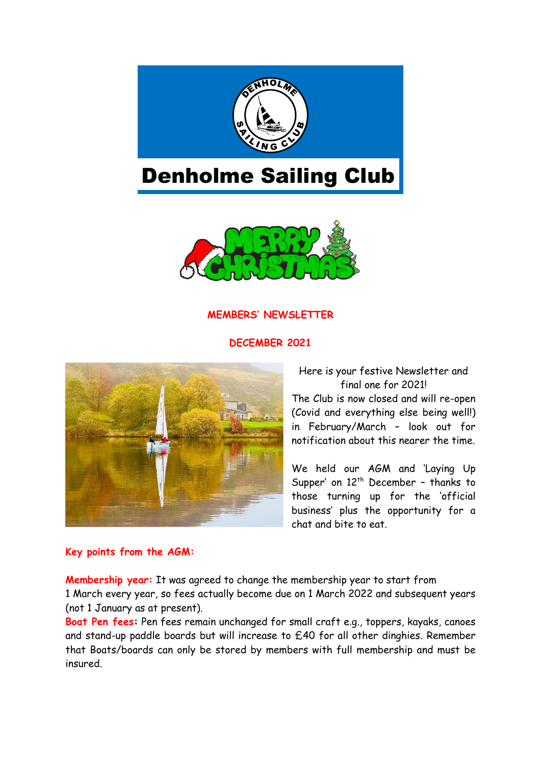# Denholme Sailing Club

## MEMBERS' NEWSLETTER

## DECEMBER 2021

Here is your festive Newsletter and final one for 2021!

The Club is now closed and will re-open (Covid and everything else being well!) in February/March – look out for notification about this nearer the time.

We held our AGM and 'Laying Up Supper' on 12th December – thanks to those turning up for the 'official business' plus the opportunity for a chat and bite to eat.

**Key points from the AGM:**

**Membership year:** It was agreed to change the membership year to start from 1 March every year, so fees actually become due on 1 March 2022 and subsequent years (not 1 January as at present).

**Boat Pen fees:** Pen fees remain unchanged for small craft e.g., toppers, kayaks, canoes and stand-up paddle boards but will increase to £40 for all other dinghies. Remember that Boats/boards can only be stored by members with full membership and must be insured.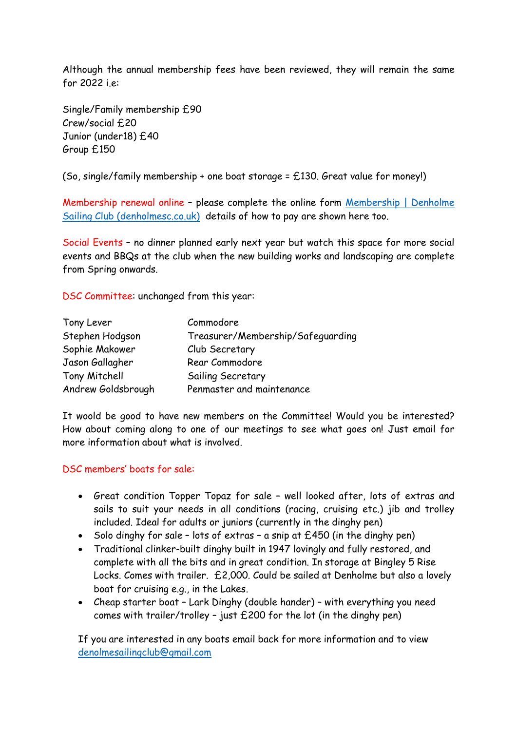Although the annual membership fees have been reviewed, they will remain the same for 2022 i.e:

Single/Family membership £90
Crew/social £20
Junior (under18) £40
Group £150

(So, single/family membership + one boat storage = £130. Great value for money!)

Membership renewal online – please complete the online form [Membership | Denholme Sailing Club (denholmesc.co.uk)](denholmesc.co.uk) details of how to pay are shown here too.

Social Events – no dinner planned early next year but watch this space for more social events and BBQs at the club when the new building works and landscaping are complete from Spring onwards.

DSC Committee: unchanged from this year:

| | |
|---|---|
| Tony Lever | Commodore |
| Stephen Hodgson | Treasurer/Membership/Safeguarding |
| Sophie Makower | Club Secretary |
| Jason Gallagher | Rear Commodore |
| Tony Mitchell | Sailing Secretary |
| Andrew Goldsbrough | Penmaster and maintenance |

It woold be good to have new members on the Committee! Would you be interested? How about coming along to one of our meetings to see what goes on! Just email for more information about what is involved.

DSC members' boats for sale:

- Great condition Topper Topaz for sale – well looked after, lots of extras and sails to suit your needs in all conditions (racing, cruising etc.) jib and trolley included. Ideal for adults or juniors (currently in the dinghy pen)
- Solo dinghy for sale – lots of extras – a snip at £450 (in the dinghy pen)
- Traditional clinker-built dinghy built in 1947 lovingly and fully restored, and complete with all the bits and in great condition. In storage at Bingley 5 Rise Locks. Comes with trailer. £2,000. Could be sailed at Denholme but also a lovely boat for cruising e.g., in the Lakes.
- Cheap starter boat – Lark Dinghy (double hander) – with everything you need comes with trailer/trolley – just £200 for the lot (in the dinghy pen)

If you are interested in any boats email back for more information and to view denolmesailingclub@gmail.com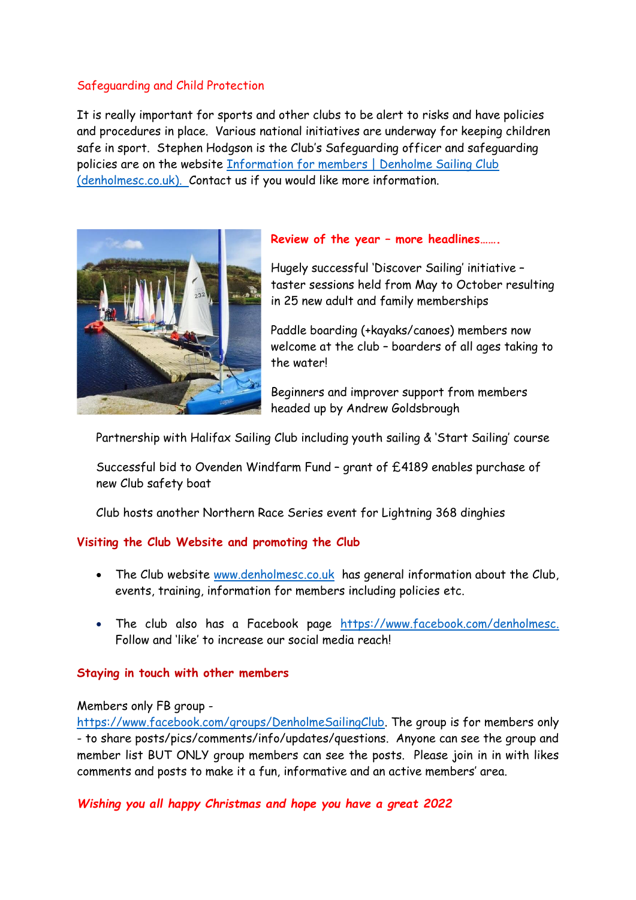## Safeguarding and Child Protection

It is really important for sports and other clubs to be alert to risks and have policies and procedures in place. Various national initiatives are underway for keeping children safe in sport. Stephen Hodgson is the Club's Safeguarding officer and safeguarding policies are on the website [Information for members | Denholme Sailing Club (denholmesc.co.uk).](denholmesc.co.uk) Contact us if you would like more information.

## Review of the year – more headlines…….

Hugely successful 'Discover Sailing' initiative – taster sessions held from May to October resulting in 25 new adult and family memberships

Paddle boarding (+kayaks/canoes) members now welcome at the club – boarders of all ages taking to the water!

Beginners and improver support from members headed up by Andrew Goldsbrough

Partnership with Halifax Sailing Club including youth sailing & 'Start Sailing' course

Successful bid to Ovenden Windfarm Fund – grant of £4189 enables purchase of new Club safety boat

Club hosts another Northern Race Series event for Lightning 368 dinghies

## Visiting the Club Website and promoting the Club

- The Club website www.denholmesc.co.uk has general information about the Club, events, training, information for members including policies etc.
- The club also has a Facebook page https://www.facebook.com/denholmesc. Follow and 'like' to increase our social media reach!

## Staying in touch with other members

Members only FB group - https://www.facebook.com/groups/DenholmeSailingClub. The group is for members only - to share posts/pics/comments/info/updates/questions. Anyone can see the group and member list BUT ONLY group members can see the posts. Please join in in with likes comments and posts to make it a fun, informative and an active members' area.

***Wishing you all happy Christmas and hope you have a great 2022***